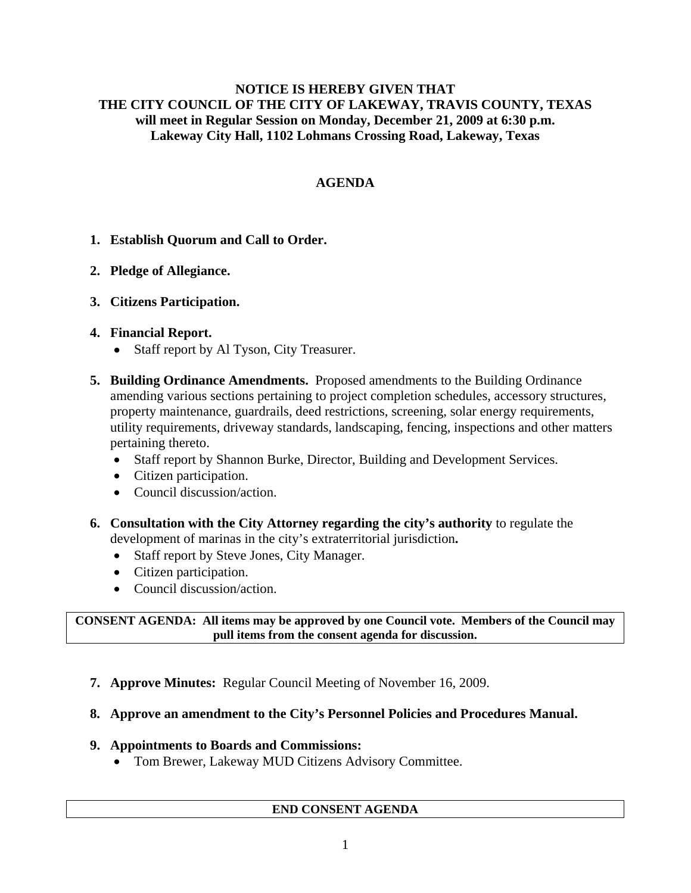**NOTICE IS HEREBY GIVEN THAT**
**THE CITY COUNCIL OF THE CITY OF LAKEWAY, TRAVIS COUNTY, TEXAS**
**will meet in Regular Session on Monday, December 21, 2009 at 6:30 p.m.**
**Lakeway City Hall, 1102 Lohmans Crossing Road, Lakeway, Texas**

## AGENDA

1. **Establish Quorum and Call to Order.**

2. **Pledge of Allegiance.**

3. **Citizens Participation.**

4. **Financial Report.**
   - Staff report by Al Tyson, City Treasurer.

5. **Building Ordinance Amendments.** Proposed amendments to the Building Ordinance amending various sections pertaining to project completion schedules, accessory structures, property maintenance, guardrails, deed restrictions, screening, solar energy requirements, utility requirements, driveway standards, landscaping, fencing, inspections and other matters pertaining thereto.
   - Staff report by Shannon Burke, Director, Building and Development Services.
   - Citizen participation.
   - Council discussion/action.

6. **Consultation with the City Attorney regarding the city's authority** to regulate the development of marinas in the city's extraterritorial jurisdiction**.**
   - Staff report by Steve Jones, City Manager.
   - Citizen participation.
   - Council discussion/action.

**CONSENT AGENDA: All items may be approved by one Council vote. Members of the Council may pull items from the consent agenda for discussion.**

7. **Approve Minutes:** Regular Council Meeting of November 16, 2009.

8. **Approve an amendment to the City's Personnel Policies and Procedures Manual.**

9. **Appointments to Boards and Commissions:**
   - Tom Brewer, Lakeway MUD Citizens Advisory Committee.

**END CONSENT AGENDA**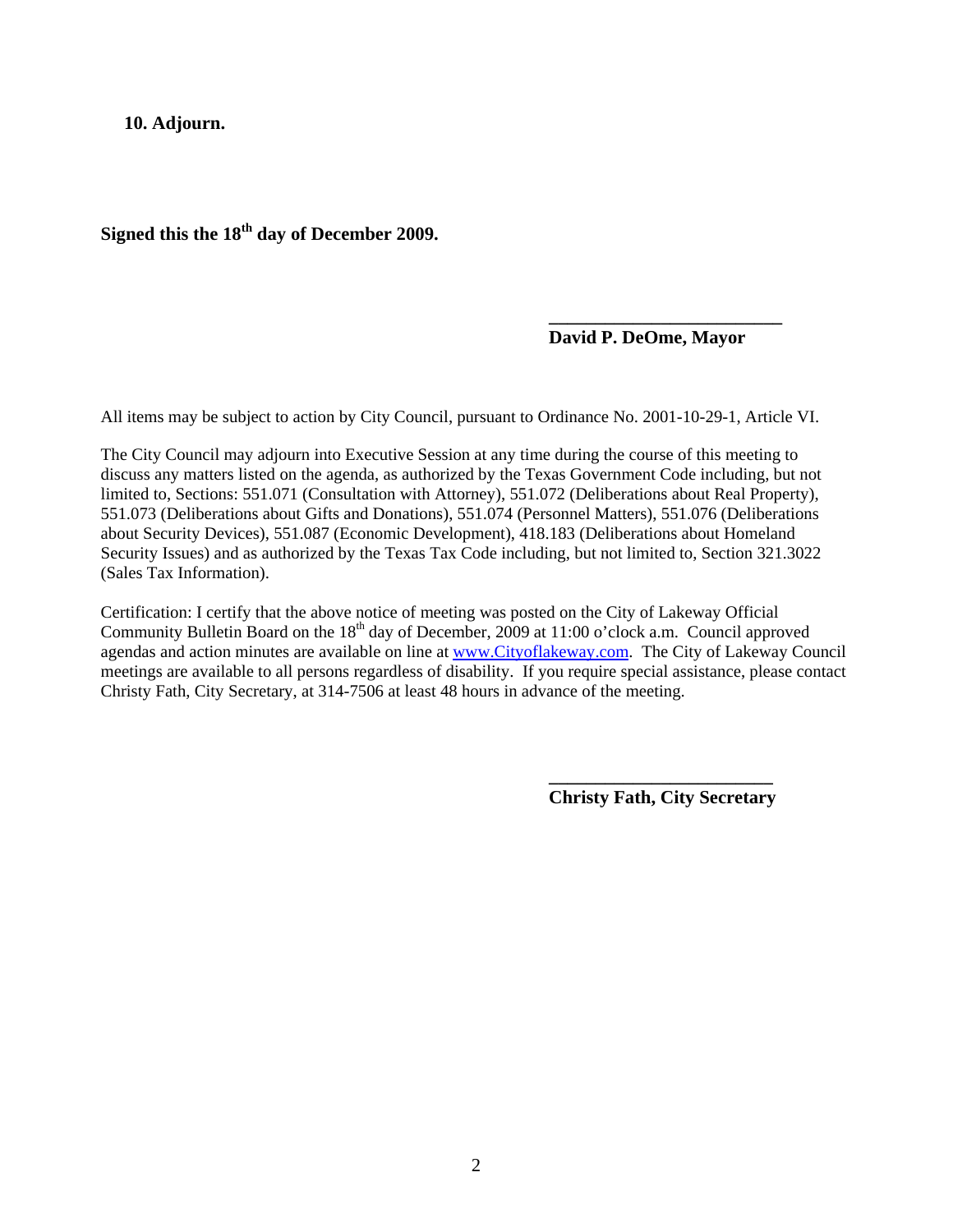**10. Adjourn.**

**Signed this the 18th day of December 2009.**

\_\_\_\_\_\_\_\_\_\_\_\_\_\_\_\_\_\_\_\_\_\_\_\_\_

**David P. DeOme, Mayor**

All items may be subject to action by City Council, pursuant to Ordinance No. 2001-10-29-1, Article VI.

The City Council may adjourn into Executive Session at any time during the course of this meeting to discuss any matters listed on the agenda, as authorized by the Texas Government Code including, but not limited to, Sections: 551.071 (Consultation with Attorney), 551.072 (Deliberations about Real Property), 551.073 (Deliberations about Gifts and Donations), 551.074 (Personnel Matters), 551.076 (Deliberations about Security Devices), 551.087 (Economic Development), 418.183 (Deliberations about Homeland Security Issues) and as authorized by the Texas Tax Code including, but not limited to, Section 321.3022 (Sales Tax Information).

Certification: I certify that the above notice of meeting was posted on the City of Lakeway Official Community Bulletin Board on the 18th day of December, 2009 at 11:00 o'clock a.m. Council approved agendas and action minutes are available on line at www.Cityoflakeway.com. The City of Lakeway Council meetings are available to all persons regardless of disability. If you require special assistance, please contact Christy Fath, City Secretary, at 314-7506 at least 48 hours in advance of the meeting.

\_\_\_\_\_\_\_\_\_\_\_\_\_\_\_\_\_\_\_\_\_\_\_\_\_

**Christy Fath, City Secretary**